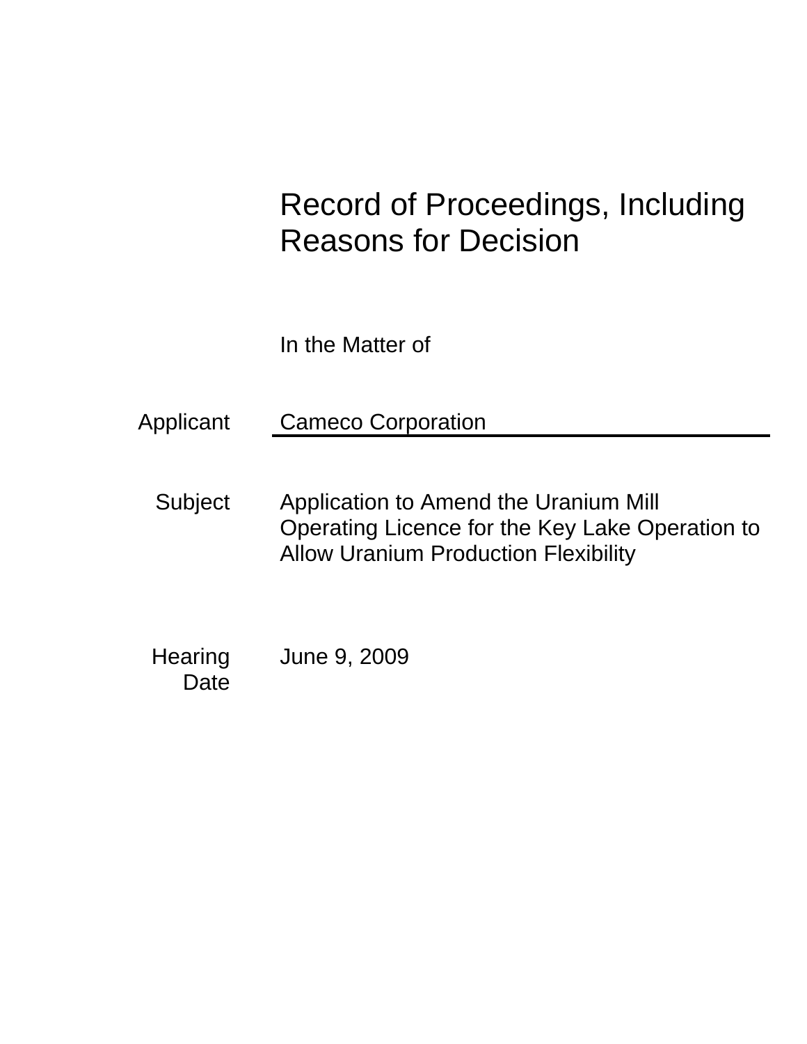# Record of Proceedings, Including Reasons for Decision

In the Matter of

Applicant: Cameco Corporation

Subject: Application to Amend the Uranium Mill Operating Licence for the Key Lake Operation to Allow Uranium Production Flexibility

Hearing Date: June 9, 2009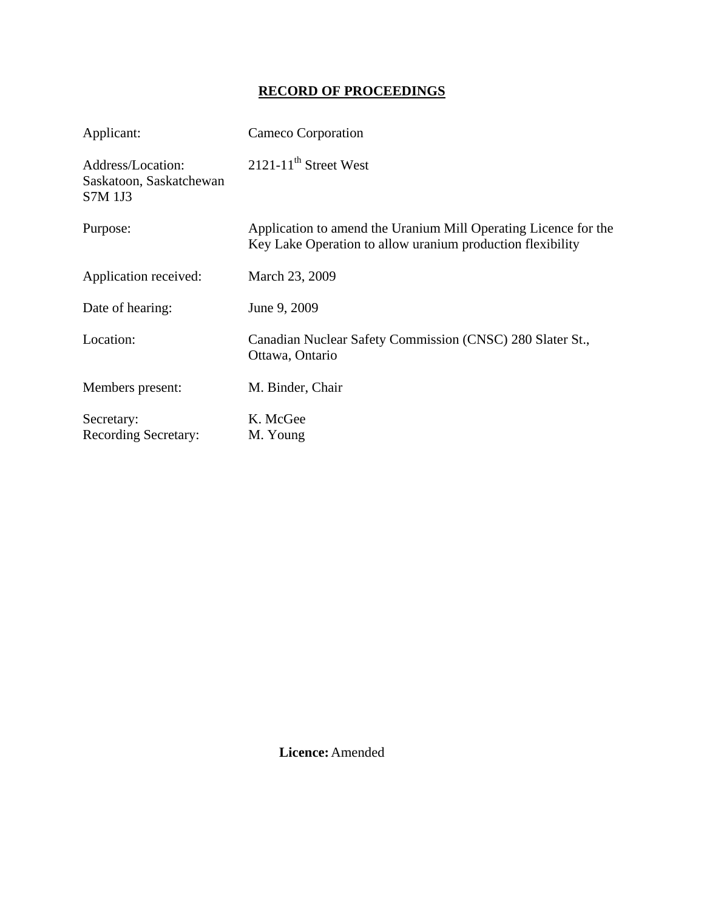# RECORD OF PROCEEDINGS

| | |
|---|---|
| Applicant: | Cameco Corporation |
| Address/Location: Saskatoon, Saskatchewan S7M 1J3 | 2121-11th Street West |
| Purpose: | Application to amend the Uranium Mill Operating Licence for the Key Lake Operation to allow uranium production flexibility |
| Application received: | March 23, 2009 |
| Date of hearing: | June 9, 2009 |
| Location: | Canadian Nuclear Safety Commission (CNSC) 280 Slater St., Ottawa, Ontario |
| Members present: | M. Binder, Chair |
| Secretary: | K. McGee |
| Recording Secretary: | M. Young |

**Licence:** Amended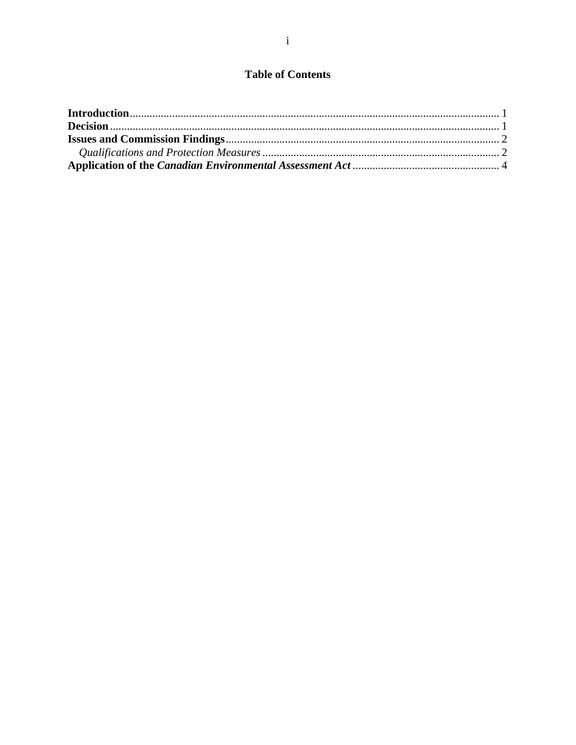## Table of Contents

**Introduction** ........................................................................................................ 1
**Decision** ........................................................................................................ 1
**Issues and Commission Findings** ........................................................................................................ 2
*Qualifications and Protection Measures* ........................................................................................................ 2
**Application of the *Canadian Environmental Assessment Act*** ........................................................................................................ 4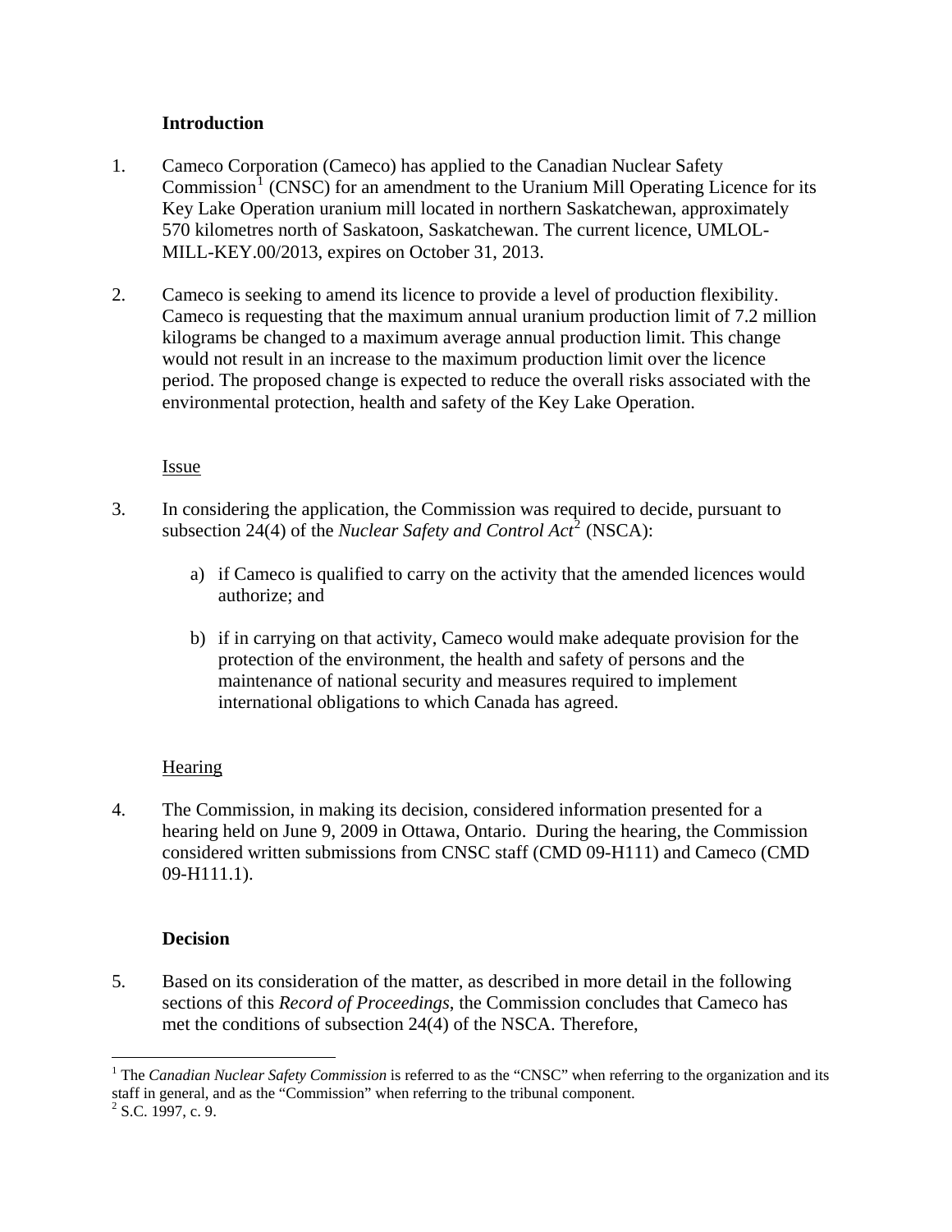**Introduction**

1. Cameco Corporation (Cameco) has applied to the Canadian Nuclear Safety Commission[1] (CNSC) for an amendment to the Uranium Mill Operating Licence for its Key Lake Operation uranium mill located in northern Saskatchewan, approximately 570 kilometres north of Saskatoon, Saskatchewan. The current licence, UMLOL-MILL-KEY.00/2013, expires on October 31, 2013.

2. Cameco is seeking to amend its licence to provide a level of production flexibility. Cameco is requesting that the maximum annual uranium production limit of 7.2 million kilograms be changed to a maximum average annual production limit. This change would not result in an increase to the maximum production limit over the licence period. The proposed change is expected to reduce the overall risks associated with the environmental protection, health and safety of the Key Lake Operation.

<u>Issue</u>

3. In considering the application, the Commission was required to decide, pursuant to subsection 24(4) of the *Nuclear Safety and Control Act*[2] (NSCA):

   a) if Cameco is qualified to carry on the activity that the amended licences would authorize; and

   b) if in carrying on that activity, Cameco would make adequate provision for the protection of the environment, the health and safety of persons and the maintenance of national security and measures required to implement international obligations to which Canada has agreed.

<u>Hearing</u>

4. The Commission, in making its decision, considered information presented for a hearing held on June 9, 2009 in Ottawa, Ontario. During the hearing, the Commission considered written submissions from CNSC staff (CMD 09-H111) and Cameco (CMD 09-H111.1).

**Decision**

5. Based on its consideration of the matter, as described in more detail in the following sections of this *Record of Proceedings*, the Commission concludes that Cameco has met the conditions of subsection 24(4) of the NSCA. Therefore,

---

[1] The *Canadian Nuclear Safety Commission* is referred to as the "CNSC" when referring to the organization and its staff in general, and as the "Commission" when referring to the tribunal component.

[2] S.C. 1997, c. 9.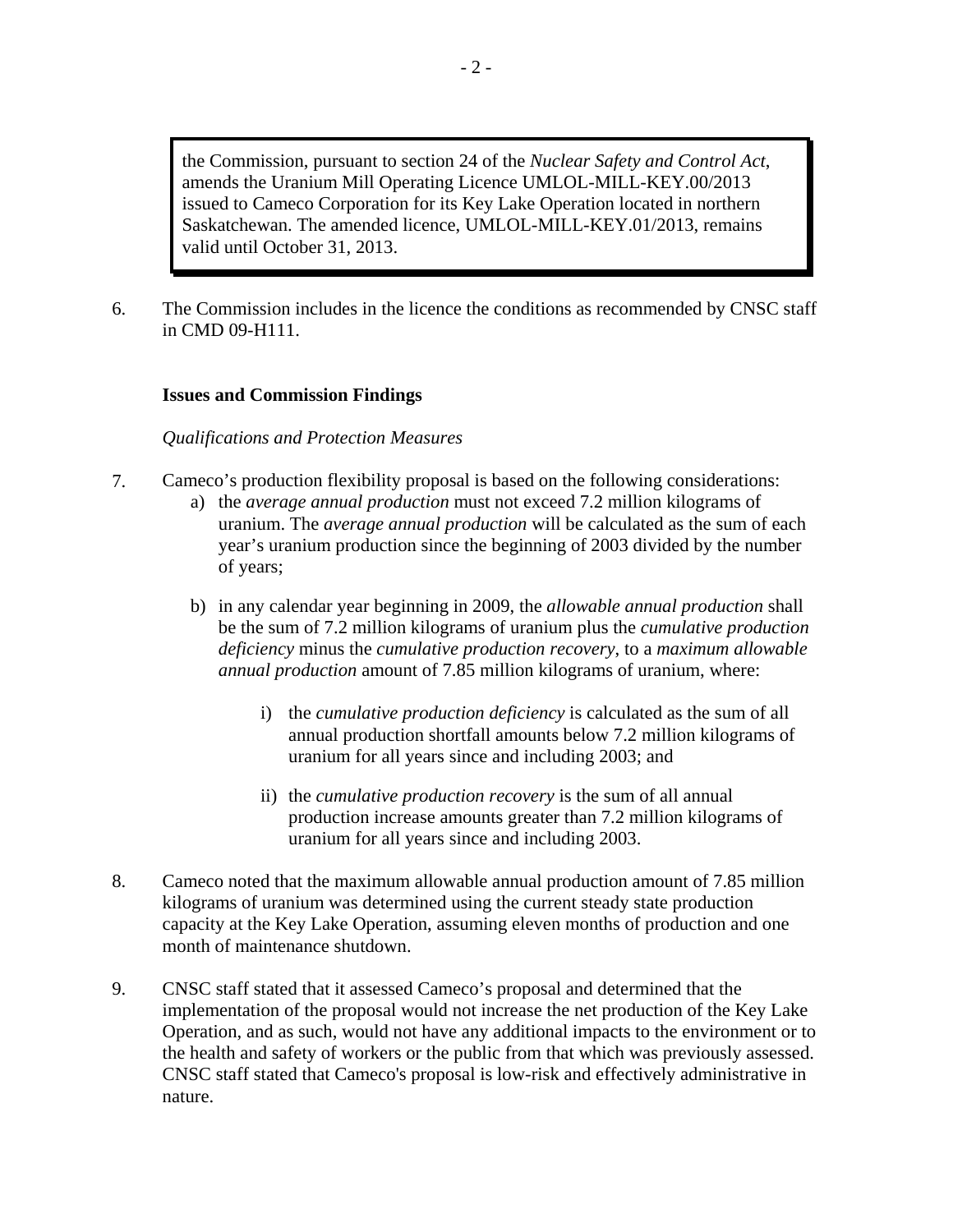> the Commission, pursuant to section 24 of the *Nuclear Safety and Control Act*, amends the Uranium Mill Operating Licence UMLOL-MILL-KEY.00/2013 issued to Cameco Corporation for its Key Lake Operation located in northern Saskatchewan. The amended licence, UMLOL-MILL-KEY.01/2013, remains valid until October 31, 2013.

6. The Commission includes in the licence the conditions as recommended by CNSC staff in CMD 09-H111.

**Issues and Commission Findings**

*Qualifications and Protection Measures*

7. Cameco's production flexibility proposal is based on the following considerations:
   a) the *average annual production* must not exceed 7.2 million kilograms of uranium. The *average annual production* will be calculated as the sum of each year's uranium production since the beginning of 2003 divided by the number of years;

   b) in any calendar year beginning in 2009, the *allowable annual production* shall be the sum of 7.2 million kilograms of uranium plus the *cumulative production deficiency* minus the *cumulative production recovery*, to a *maximum allowable annual production* amount of 7.85 million kilograms of uranium, where:

      i) the *cumulative production deficiency* is calculated as the sum of all annual production shortfall amounts below 7.2 million kilograms of uranium for all years since and including 2003; and

      ii) the *cumulative production recovery* is the sum of all annual production increase amounts greater than 7.2 million kilograms of uranium for all years since and including 2003.

8. Cameco noted that the maximum allowable annual production amount of 7.85 million kilograms of uranium was determined using the current steady state production capacity at the Key Lake Operation, assuming eleven months of production and one month of maintenance shutdown.

9. CNSC staff stated that it assessed Cameco's proposal and determined that the implementation of the proposal would not increase the net production of the Key Lake Operation, and as such, would not have any additional impacts to the environment or to the health and safety of workers or the public from that which was previously assessed. CNSC staff stated that Cameco's proposal is low-risk and effectively administrative in nature.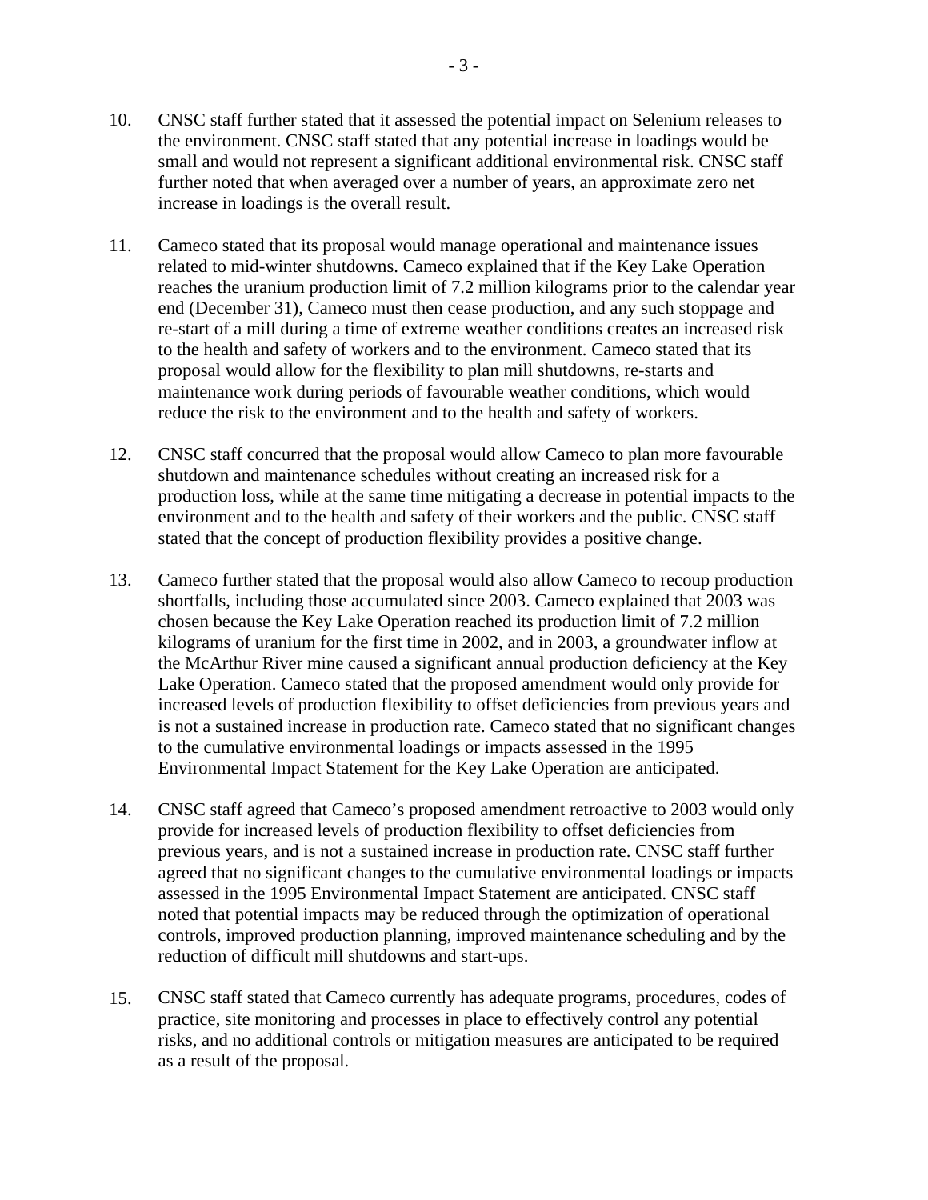10. CNSC staff further stated that it assessed the potential impact on Selenium releases to the environment. CNSC staff stated that any potential increase in loadings would be small and would not represent a significant additional environmental risk. CNSC staff further noted that when averaged over a number of years, an approximate zero net increase in loadings is the overall result.

11. Cameco stated that its proposal would manage operational and maintenance issues related to mid-winter shutdowns. Cameco explained that if the Key Lake Operation reaches the uranium production limit of 7.2 million kilograms prior to the calendar year end (December 31), Cameco must then cease production, and any such stoppage and re-start of a mill during a time of extreme weather conditions creates an increased risk to the health and safety of workers and to the environment. Cameco stated that its proposal would allow for the flexibility to plan mill shutdowns, re-starts and maintenance work during periods of favourable weather conditions, which would reduce the risk to the environment and to the health and safety of workers.

12. CNSC staff concurred that the proposal would allow Cameco to plan more favourable shutdown and maintenance schedules without creating an increased risk for a production loss, while at the same time mitigating a decrease in potential impacts to the environment and to the health and safety of their workers and the public. CNSC staff stated that the concept of production flexibility provides a positive change.

13. Cameco further stated that the proposal would also allow Cameco to recoup production shortfalls, including those accumulated since 2003. Cameco explained that 2003 was chosen because the Key Lake Operation reached its production limit of 7.2 million kilograms of uranium for the first time in 2002, and in 2003, a groundwater inflow at the McArthur River mine caused a significant annual production deficiency at the Key Lake Operation. Cameco stated that the proposed amendment would only provide for increased levels of production flexibility to offset deficiencies from previous years and is not a sustained increase in production rate. Cameco stated that no significant changes to the cumulative environmental loadings or impacts assessed in the 1995 Environmental Impact Statement for the Key Lake Operation are anticipated.

14. CNSC staff agreed that Cameco's proposed amendment retroactive to 2003 would only provide for increased levels of production flexibility to offset deficiencies from previous years, and is not a sustained increase in production rate. CNSC staff further agreed that no significant changes to the cumulative environmental loadings or impacts assessed in the 1995 Environmental Impact Statement are anticipated. CNSC staff noted that potential impacts may be reduced through the optimization of operational controls, improved production planning, improved maintenance scheduling and by the reduction of difficult mill shutdowns and start-ups.

15. CNSC staff stated that Cameco currently has adequate programs, procedures, codes of practice, site monitoring and processes in place to effectively control any potential risks, and no additional controls or mitigation measures are anticipated to be required as a result of the proposal.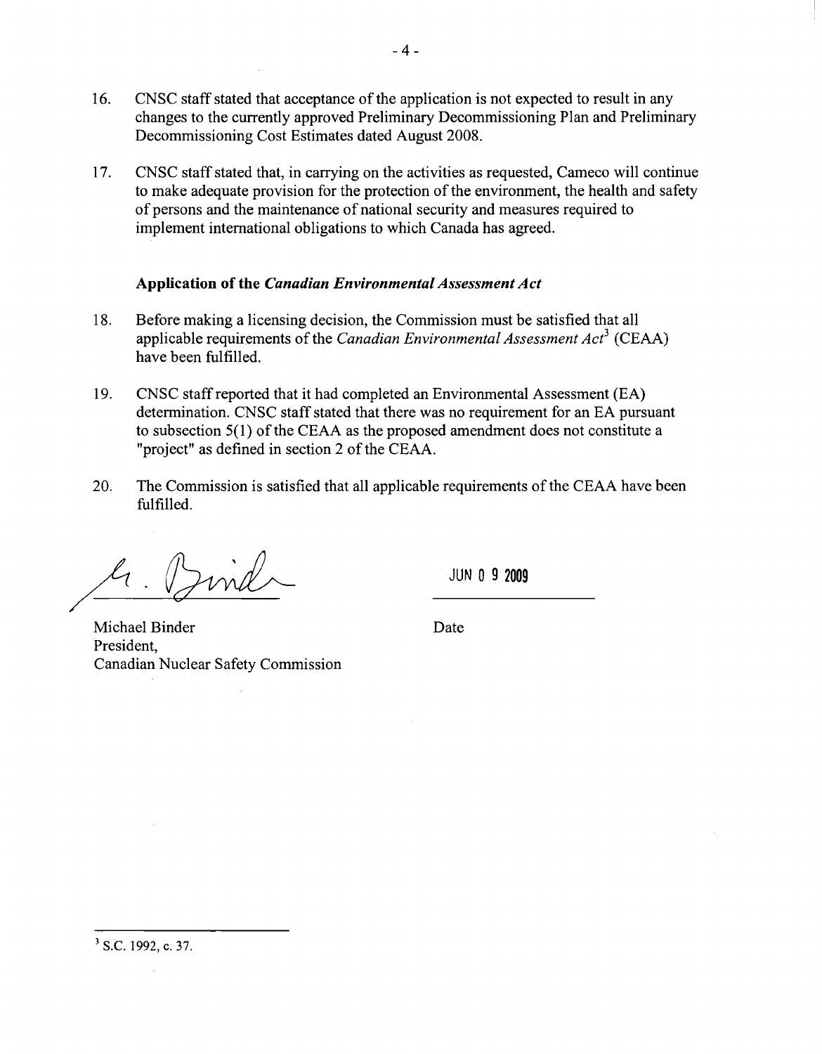16. CNSC staff stated that acceptance of the application is not expected to result in any changes to the currently approved Preliminary Decommissioning Plan and Preliminary Decommissioning Cost Estimates dated August 2008.

17. CNSC staff stated that, in carrying on the activities as requested, Cameco will continue to make adequate provision for the protection of the environment, the health and safety of persons and the maintenance of national security and measures required to implement international obligations to which Canada has agreed.

### Application of the *Canadian Environmental Assessment Act*

18. Before making a licensing decision, the Commission must be satisfied that all applicable requirements of the *Canadian Environmental Assessment Act*[3] (CEAA) have been fulfilled.

19. CNSC staff reported that it had completed an Environmental Assessment (EA) determination. CNSC staff stated that there was no requirement for an EA pursuant to subsection 5(1) of the CEAA as the proposed amendment does not constitute a "project" as defined in section 2 of the CEAA.

20. The Commission is satisfied that all applicable requirements of the CEAA have been fulfilled.

M. Binder

JUN 0 9 2009

Michael Binder
President,
Canadian Nuclear Safety Commission

Date

[3] S.C. 1992, c. 37.